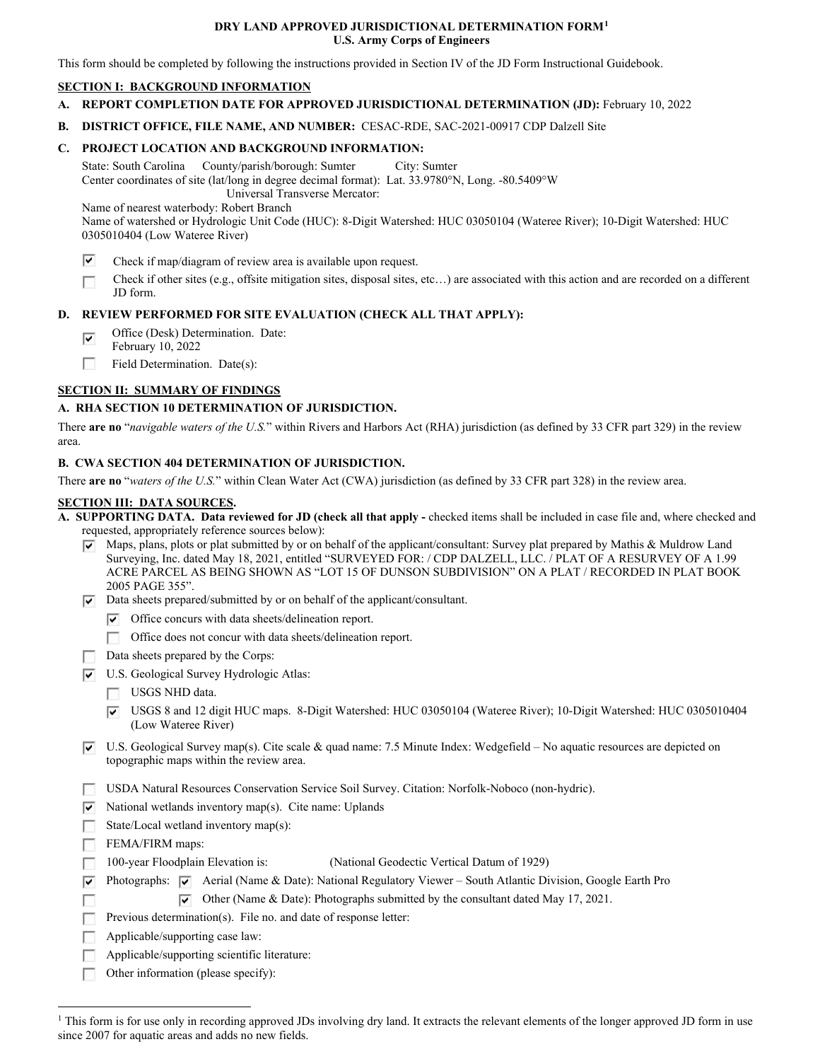# DRY LAND APPROVED JURISDICTIONAL DETERMINATION FORM[1]
**U.S. Army Corps of Engineers**

This form should be completed by following the instructions provided in Section IV of the JD Form Instructional Guidebook.

## SECTION I: BACKGROUND INFORMATION

**A. REPORT COMPLETION DATE FOR APPROVED JURISDICTIONAL DETERMINATION (JD):** February 10, 2022

**B. DISTRICT OFFICE, FILE NAME, AND NUMBER:** CESAC-RDE, SAC-2021-00917 CDP Dalzell Site

**C. PROJECT LOCATION AND BACKGROUND INFORMATION:**

State: South Carolina County/parish/borough: Sumter City: Sumter
Center coordinates of site (lat/long in degree decimal format): Lat. 33.9780°N, Long. -80.5409°W
Universal Transverse Mercator:
Name of nearest waterbody: Robert Branch
Name of watershed or Hydrologic Unit Code (HUC): 8-Digit Watershed: HUC 03050104 (Wateree River); 10-Digit Watershed: HUC 0305010404 (Low Wateree River)

- [x] Check if map/diagram of review area is available upon request.
- [ ] Check if other sites (e.g., offsite mitigation sites, disposal sites, etc…) are associated with this action and are recorded on a different JD form.

**D. REVIEW PERFORMED FOR SITE EVALUATION (CHECK ALL THAT APPLY):**

- [x] Office (Desk) Determination. Date: February 10, 2022
- [ ] Field Determination. Date(s):

## SECTION II: SUMMARY OF FINDINGS

**A. RHA SECTION 10 DETERMINATION OF JURISDICTION.**

There **are no** "*navigable waters of the U.S.*" within Rivers and Harbors Act (RHA) jurisdiction (as defined by 33 CFR part 329) in the review area.

**B. CWA SECTION 404 DETERMINATION OF JURISDICTION.**

There **are no** "*waters of the U.S.*" within Clean Water Act (CWA) jurisdiction (as defined by 33 CFR part 328) in the review area.

## SECTION III: DATA SOURCES.

**A. SUPPORTING DATA. Data reviewed for JD (check all that apply -** checked items shall be included in case file and, where checked and requested, appropriately reference sources below):

- [x] Maps, plans, plots or plat submitted by or on behalf of the applicant/consultant: Survey plat prepared by Mathis & Muldrow Land Surveying, Inc. dated May 18, 2021, entitled "SURVEYED FOR: / CDP DALZELL, LLC. / PLAT OF A RESURVEY OF A 1.99 ACRE PARCEL AS BEING SHOWN AS "LOT 15 OF DUNSON SUBDIVISION" ON A PLAT / RECORDED IN PLAT BOOK 2005 PAGE 355".
- [x] Data sheets prepared/submitted by or on behalf of the applicant/consultant.
  - [x] Office concurs with data sheets/delineation report.
  - [ ] Office does not concur with data sheets/delineation report.
- [ ] Data sheets prepared by the Corps:
- [x] U.S. Geological Survey Hydrologic Atlas:
  - [ ] USGS NHD data.
  - [x] USGS 8 and 12 digit HUC maps. 8-Digit Watershed: HUC 03050104 (Wateree River); 10-Digit Watershed: HUC 0305010404 (Low Wateree River)
- [x] U.S. Geological Survey map(s). Cite scale & quad name: 7.5 Minute Index: Wedgefield – No aquatic resources are depicted on topographic maps within the review area.
- [ ] USDA Natural Resources Conservation Service Soil Survey. Citation: Norfolk-Noboco (non-hydric).
- [x] National wetlands inventory map(s). Cite name: Uplands
- [ ] State/Local wetland inventory map(s):
- [ ] FEMA/FIRM maps:
- [ ] 100-year Floodplain Elevation is: (National Geodectic Vertical Datum of 1929)
- [x] Photographs: [x] Aerial (Name & Date): National Regulatory Viewer – South Atlantic Division, Google Earth Pro
- [ ] [x] Other (Name & Date): Photographs submitted by the consultant dated May 17, 2021.
- [ ] Previous determination(s). File no. and date of response letter:
- [ ] Applicable/supporting case law:
- [ ] Applicable/supporting scientific literature:
- [ ] Other information (please specify):

---

[1] This form is for use only in recording approved JDs involving dry land. It extracts the relevant elements of the longer approved JD form in use since 2007 for aquatic areas and adds no new fields.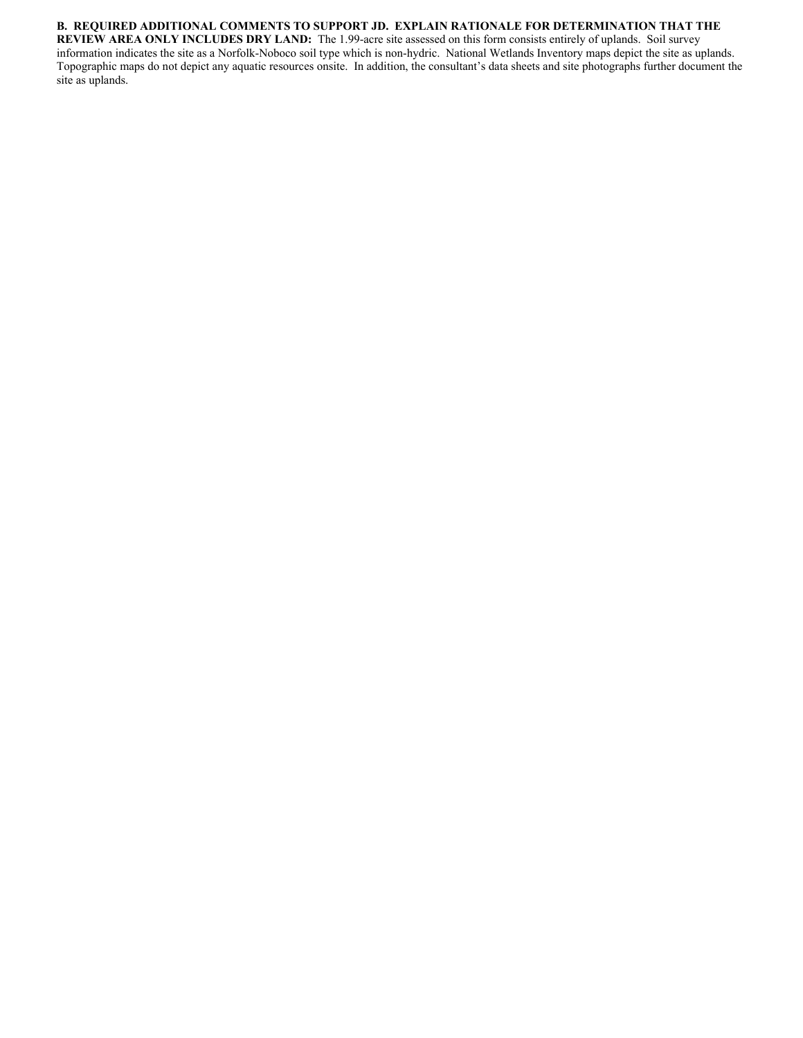**B. REQUIRED ADDITIONAL COMMENTS TO SUPPORT JD. EXPLAIN RATIONALE FOR DETERMINATION THAT THE REVIEW AREA ONLY INCLUDES DRY LAND:** The 1.99-acre site assessed on this form consists entirely of uplands. Soil survey information indicates the site as a Norfolk-Noboco soil type which is non-hydric. National Wetlands Inventory maps depict the site as uplands. Topographic maps do not depict any aquatic resources onsite. In addition, the consultant's data sheets and site photographs further document the site as uplands.